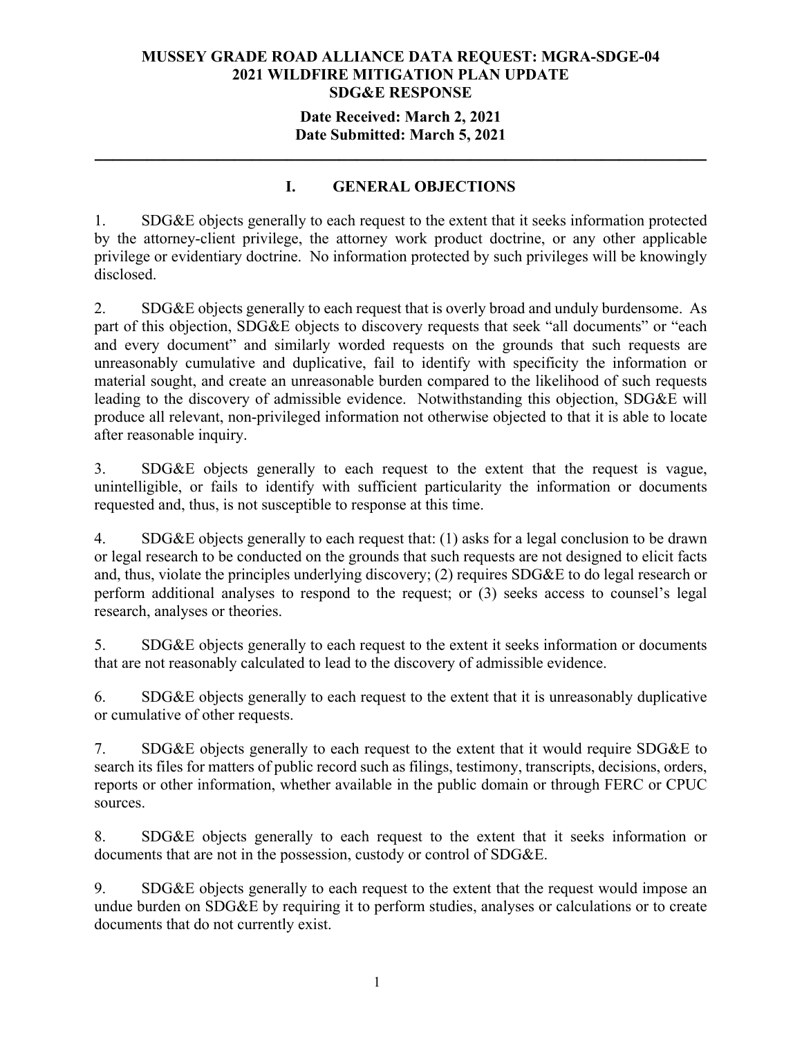**MUSSEY GRADE ROAD ALLIANCE DATA REQUEST: MGRA-SDGE-04**
**2021 WILDFIRE MITIGATION PLAN UPDATE**
**SDG&E RESPONSE**

**Date Received: March 2, 2021**
**Date Submitted: March 5, 2021**

---

## I. GENERAL OBJECTIONS

1. SDG&E objects generally to each request to the extent that it seeks information protected by the attorney-client privilege, the attorney work product doctrine, or any other applicable privilege or evidentiary doctrine. No information protected by such privileges will be knowingly disclosed.

2. SDG&E objects generally to each request that is overly broad and unduly burdensome. As part of this objection, SDG&E objects to discovery requests that seek "all documents" or "each and every document" and similarly worded requests on the grounds that such requests are unreasonably cumulative and duplicative, fail to identify with specificity the information or material sought, and create an unreasonable burden compared to the likelihood of such requests leading to the discovery of admissible evidence. Notwithstanding this objection, SDG&E will produce all relevant, non-privileged information not otherwise objected to that it is able to locate after reasonable inquiry.

3. SDG&E objects generally to each request to the extent that the request is vague, unintelligible, or fails to identify with sufficient particularity the information or documents requested and, thus, is not susceptible to response at this time.

4. SDG&E objects generally to each request that: (1) asks for a legal conclusion to be drawn or legal research to be conducted on the grounds that such requests are not designed to elicit facts and, thus, violate the principles underlying discovery; (2) requires SDG&E to do legal research or perform additional analyses to respond to the request; or (3) seeks access to counsel's legal research, analyses or theories.

5. SDG&E objects generally to each request to the extent it seeks information or documents that are not reasonably calculated to lead to the discovery of admissible evidence.

6. SDG&E objects generally to each request to the extent that it is unreasonably duplicative or cumulative of other requests.

7. SDG&E objects generally to each request to the extent that it would require SDG&E to search its files for matters of public record such as filings, testimony, transcripts, decisions, orders, reports or other information, whether available in the public domain or through FERC or CPUC sources.

8. SDG&E objects generally to each request to the extent that it seeks information or documents that are not in the possession, custody or control of SDG&E.

9. SDG&E objects generally to each request to the extent that the request would impose an undue burden on SDG&E by requiring it to perform studies, analyses or calculations or to create documents that do not currently exist.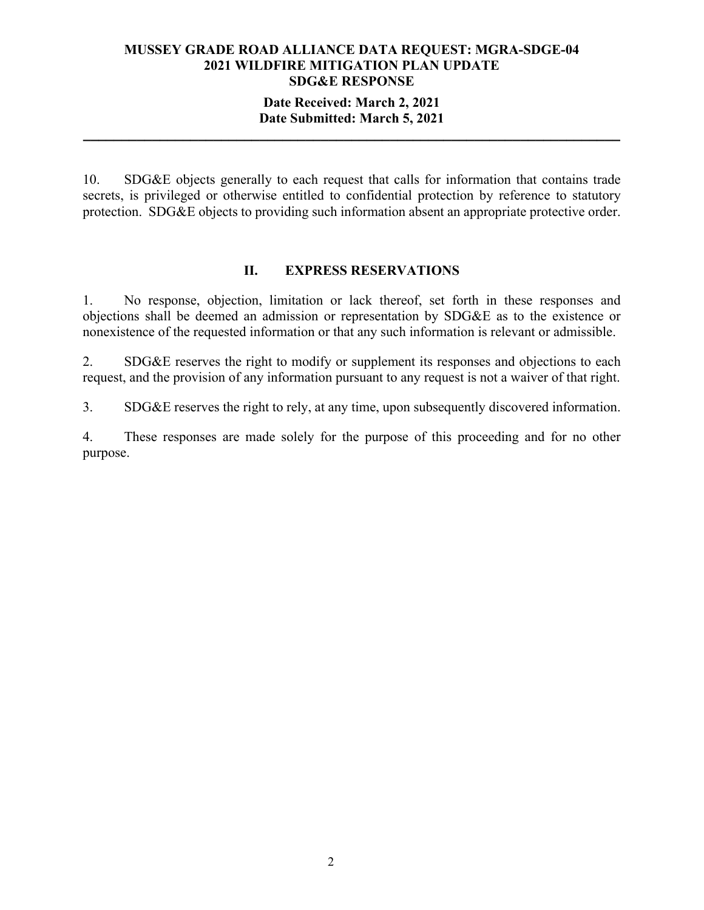10. SDG&E objects generally to each request that calls for information that contains trade secrets, is privileged or otherwise entitled to confidential protection by reference to statutory protection. SDG&E objects to providing such information absent an appropriate protective order.

## II. EXPRESS RESERVATIONS

1. No response, objection, limitation or lack thereof, set forth in these responses and objections shall be deemed an admission or representation by SDG&E as to the existence or nonexistence of the requested information or that any such information is relevant or admissible.

2. SDG&E reserves the right to modify or supplement its responses and objections to each request, and the provision of any information pursuant to any request is not a waiver of that right.

3. SDG&E reserves the right to rely, at any time, upon subsequently discovered information.

4. These responses are made solely for the purpose of this proceeding and for no other purpose.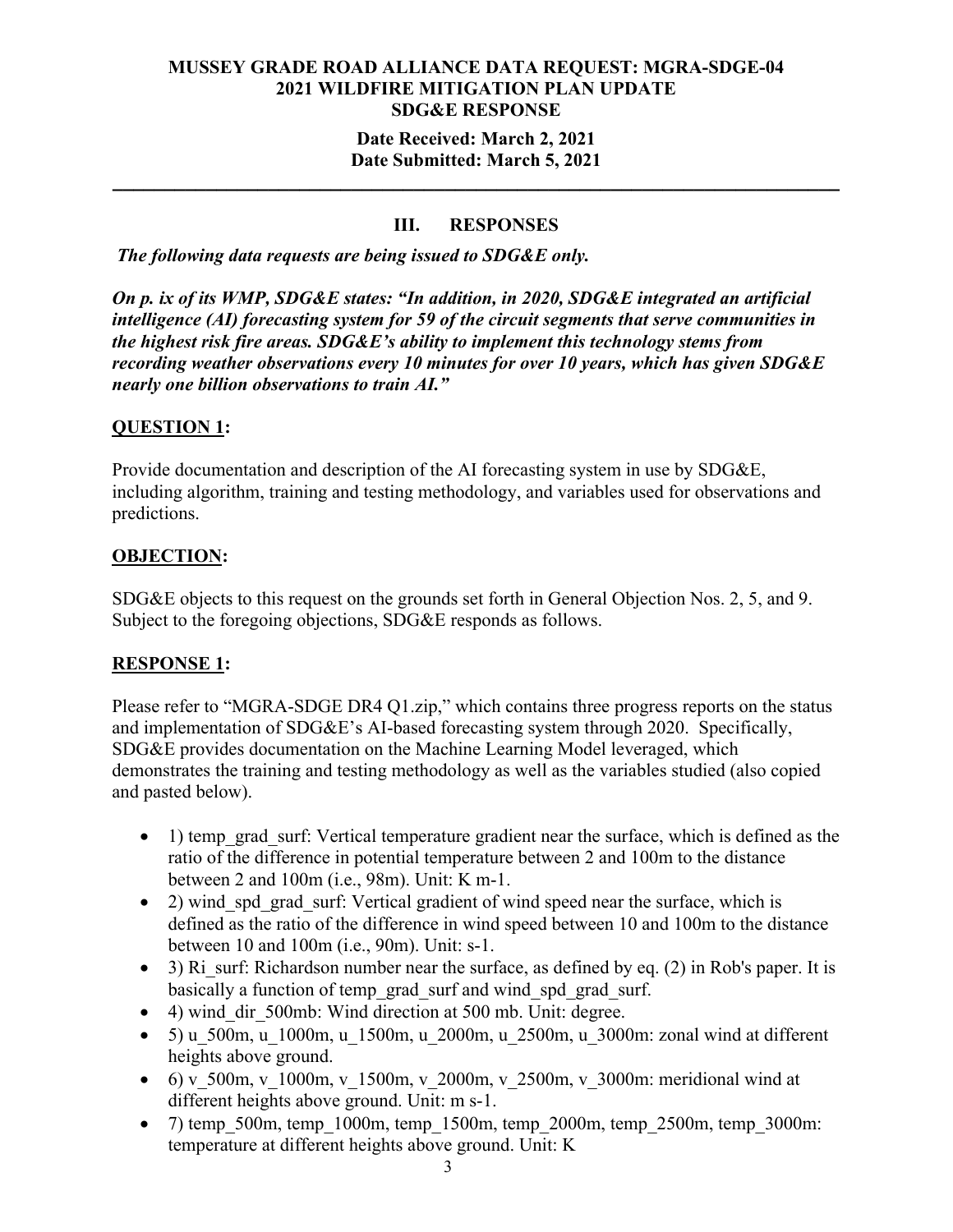**MUSSEY GRADE ROAD ALLIANCE DATA REQUEST: MGRA-SDGE-04**
**2021 WILDFIRE MITIGATION PLAN UPDATE**
**SDG&E RESPONSE**

**Date Received: March 2, 2021**
**Date Submitted: March 5, 2021**

---

## III. RESPONSES

***The following data requests are being issued to SDG&E only.***

***On p. ix of its WMP, SDG&E states: "In addition, in 2020, SDG&E integrated an artificial intelligence (AI) forecasting system for 59 of the circuit segments that serve communities in the highest risk fire areas. SDG&E's ability to implement this technology stems from recording weather observations every 10 minutes for over 10 years, which has given SDG&E nearly one billion observations to train AI."***

### QUESTION 1:

Provide documentation and description of the AI forecasting system in use by SDG&E, including algorithm, training and testing methodology, and variables used for observations and predictions.

### OBJECTION:

SDG&E objects to this request on the grounds set forth in General Objection Nos. 2, 5, and 9. Subject to the foregoing objections, SDG&E responds as follows.

### RESPONSE 1:

Please refer to "MGRA-SDGE DR4 Q1.zip," which contains three progress reports on the status and implementation of SDG&E's AI-based forecasting system through 2020. Specifically, SDG&E provides documentation on the Machine Learning Model leveraged, which demonstrates the training and testing methodology as well as the variables studied (also copied and pasted below).

- 1) temp_grad_surf: Vertical temperature gradient near the surface, which is defined as the ratio of the difference in potential temperature between 2 and 100m to the distance between 2 and 100m (i.e., 98m). Unit: K m-1.
- 2) wind_spd_grad_surf: Vertical gradient of wind speed near the surface, which is defined as the ratio of the difference in wind speed between 10 and 100m to the distance between 10 and 100m (i.e., 90m). Unit: s-1.
- 3) Ri_surf: Richardson number near the surface, as defined by eq. (2) in Rob's paper. It is basically a function of temp_grad_surf and wind_spd_grad_surf.
- 4) wind_dir_500mb: Wind direction at 500 mb. Unit: degree.
- 5) u_500m, u_1000m, u_1500m, u_2000m, u_2500m, u_3000m: zonal wind at different heights above ground.
- 6) v_500m, v_1000m, v_1500m, v_2000m, v_2500m, v_3000m: meridional wind at different heights above ground. Unit: m s-1.
- 7) temp_500m, temp_1000m, temp_1500m, temp_2000m, temp_2500m, temp_3000m: temperature at different heights above ground. Unit: K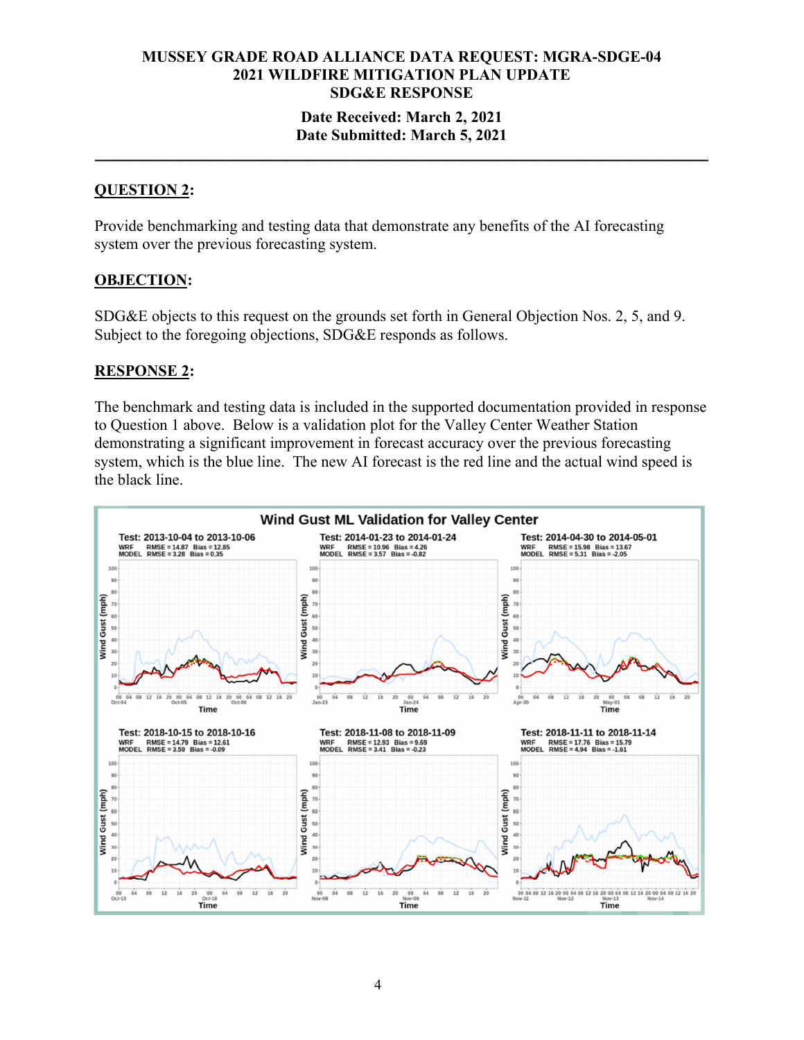**MUSSEY GRADE ROAD ALLIANCE DATA REQUEST: MGRA-SDGE-04**
**2021 WILDFIRE MITIGATION PLAN UPDATE**
**SDG&E RESPONSE**

**Date Received: March 2, 2021**
**Date Submitted: March 5, 2021**

---

## QUESTION 2:

Provide benchmarking and testing data that demonstrate any benefits of the AI forecasting system over the previous forecasting system.

## OBJECTION:

SDG&E objects to this request on the grounds set forth in General Objection Nos. 2, 5, and 9. Subject to the foregoing objections, SDG&E responds as follows.

## RESPONSE 2:

The benchmark and testing data is included in the supported documentation provided in response to Question 1 above. Below is a validation plot for the Valley Center Weather Station demonstrating a significant improvement in forecast accuracy over the previous forecasting system, which is the blue line. The new AI forecast is the red line and the actual wind speed is the black line.

**Wind Gust ML Validation for Valley Center**

| Test | WRF RMSE | WRF Bias | MODEL RMSE | MODEL Bias |
|---|---|---|---|---|
| 2013-10-04 to 2013-10-06 | 14.87 | 12.85 | 3.28 | 0.35 |
| 2014-01-23 to 2014-01-24 | 10.96 | 4.26 | 3.57 | -0.82 |
| 2014-04-30 to 2014-05-01 | 15.98 | 13.67 | 5.31 | -2.05 |
| 2018-10-15 to 2018-10-16 | 14.79 | 12.61 | 3.59 | -0.09 |
| 2018-11-08 to 2018-11-09 | 12.93 | 9.69 | 3.41 | -0.23 |
| 2018-11-11 to 2018-11-14 | 17.76 | 15.79 | 4.94 | -1.61 |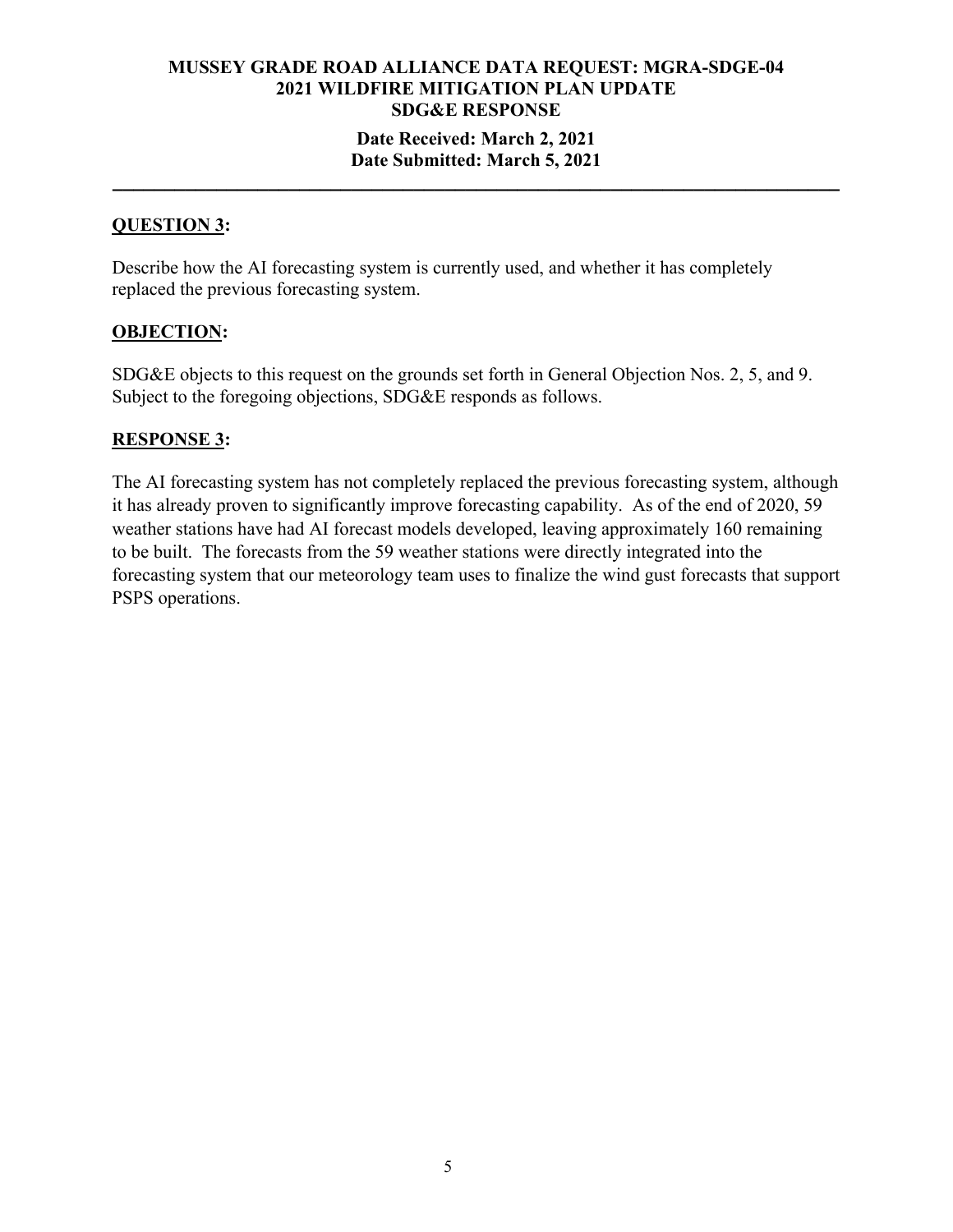**MUSSEY GRADE ROAD ALLIANCE DATA REQUEST: MGRA-SDGE-04**
**2021 WILDFIRE MITIGATION PLAN UPDATE**
**SDG&E RESPONSE**

**Date Received: March 2, 2021**
**Date Submitted: March 5, 2021**

---

**QUESTION 3:**

Describe how the AI forecasting system is currently used, and whether it has completely replaced the previous forecasting system.

**OBJECTION:**

SDG&E objects to this request on the grounds set forth in General Objection Nos. 2, 5, and 9. Subject to the foregoing objections, SDG&E responds as follows.

**RESPONSE 3:**

The AI forecasting system has not completely replaced the previous forecasting system, although it has already proven to significantly improve forecasting capability. As of the end of 2020, 59 weather stations have had AI forecast models developed, leaving approximately 160 remaining to be built. The forecasts from the 59 weather stations were directly integrated into the forecasting system that our meteorology team uses to finalize the wind gust forecasts that support PSPS operations.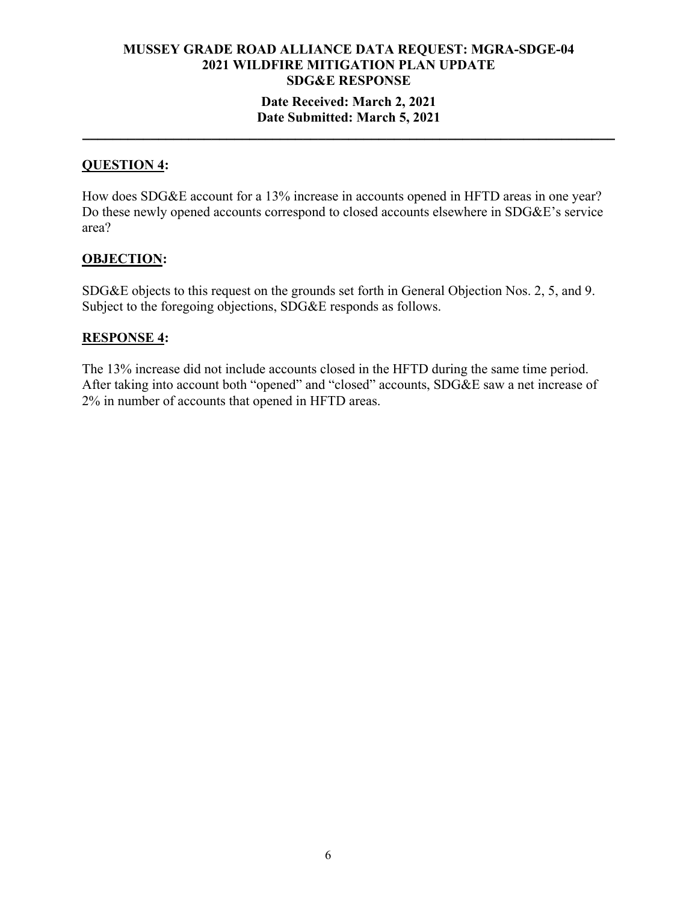**MUSSEY GRADE ROAD ALLIANCE DATA REQUEST: MGRA-SDGE-04**
**2021 WILDFIRE MITIGATION PLAN UPDATE**
**SDG&E RESPONSE**

**Date Received: March 2, 2021**
**Date Submitted: March 5, 2021**

---

**QUESTION 4:**

How does SDG&E account for a 13% increase in accounts opened in HFTD areas in one year? Do these newly opened accounts correspond to closed accounts elsewhere in SDG&E's service area?

**OBJECTION:**

SDG&E objects to this request on the grounds set forth in General Objection Nos. 2, 5, and 9. Subject to the foregoing objections, SDG&E responds as follows.

**RESPONSE 4:**

The 13% increase did not include accounts closed in the HFTD during the same time period. After taking into account both "opened" and "closed" accounts, SDG&E saw a net increase of 2% in number of accounts that opened in HFTD areas.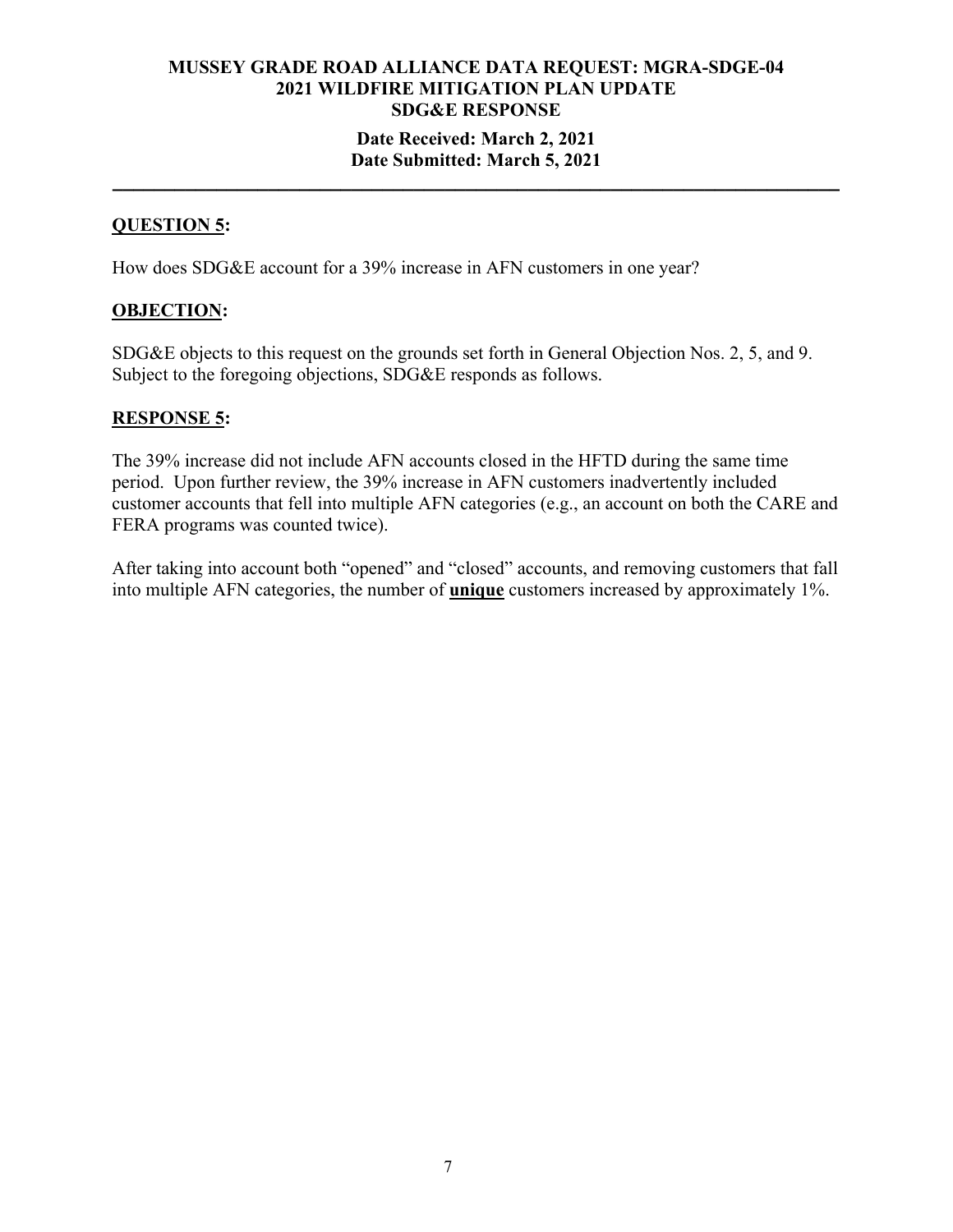**MUSSEY GRADE ROAD ALLIANCE DATA REQUEST: MGRA-SDGE-04**
**2021 WILDFIRE MITIGATION PLAN UPDATE**
**SDG&E RESPONSE**

**Date Received: March 2, 2021**
**Date Submitted: March 5, 2021**

---

**QUESTION 5:**

How does SDG&E account for a 39% increase in AFN customers in one year?

**OBJECTION:**

SDG&E objects to this request on the grounds set forth in General Objection Nos. 2, 5, and 9. Subject to the foregoing objections, SDG&E responds as follows.

**RESPONSE 5:**

The 39% increase did not include AFN accounts closed in the HFTD during the same time period. Upon further review, the 39% increase in AFN customers inadvertently included customer accounts that fell into multiple AFN categories (e.g., an account on both the CARE and FERA programs was counted twice).

After taking into account both "opened" and "closed" accounts, and removing customers that fall into multiple AFN categories, the number of **unique** customers increased by approximately 1%.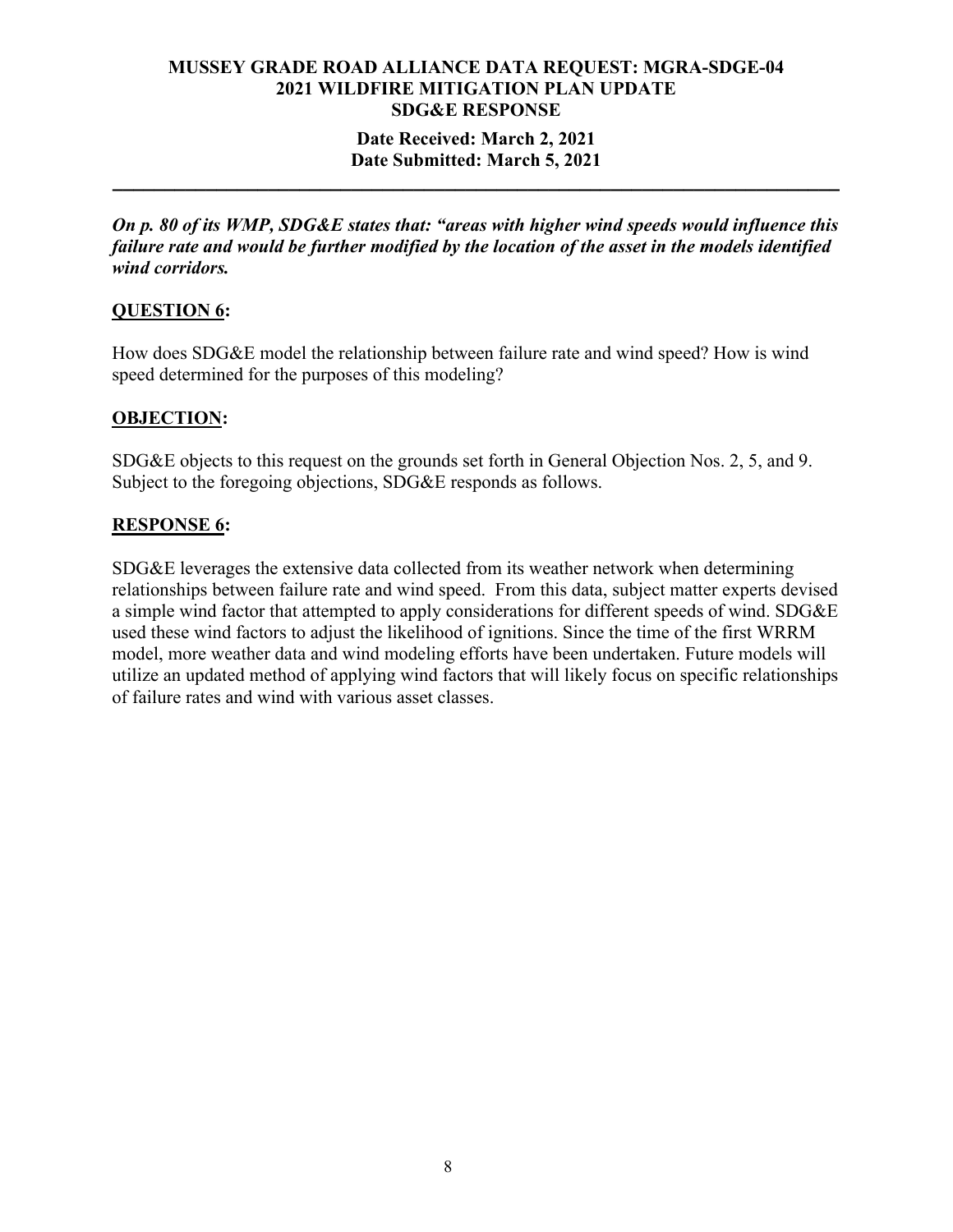**MUSSEY GRADE ROAD ALLIANCE DATA REQUEST: MGRA-SDGE-04**
**2021 WILDFIRE MITIGATION PLAN UPDATE**
**SDG&E RESPONSE**

**Date Received: March 2, 2021**
**Date Submitted: March 5, 2021**

---

***On p. 80 of its WMP, SDG&E states that: "areas with higher wind speeds would influence this failure rate and would be further modified by the location of the asset in the models identified wind corridors.***

## QUESTION 6:

How does SDG&E model the relationship between failure rate and wind speed? How is wind speed determined for the purposes of this modeling?

## OBJECTION:

SDG&E objects to this request on the grounds set forth in General Objection Nos. 2, 5, and 9. Subject to the foregoing objections, SDG&E responds as follows.

## RESPONSE 6:

SDG&E leverages the extensive data collected from its weather network when determining relationships between failure rate and wind speed. From this data, subject matter experts devised a simple wind factor that attempted to apply considerations for different speeds of wind. SDG&E used these wind factors to adjust the likelihood of ignitions. Since the time of the first WRRM model, more weather data and wind modeling efforts have been undertaken. Future models will utilize an updated method of applying wind factors that will likely focus on specific relationships of failure rates and wind with various asset classes.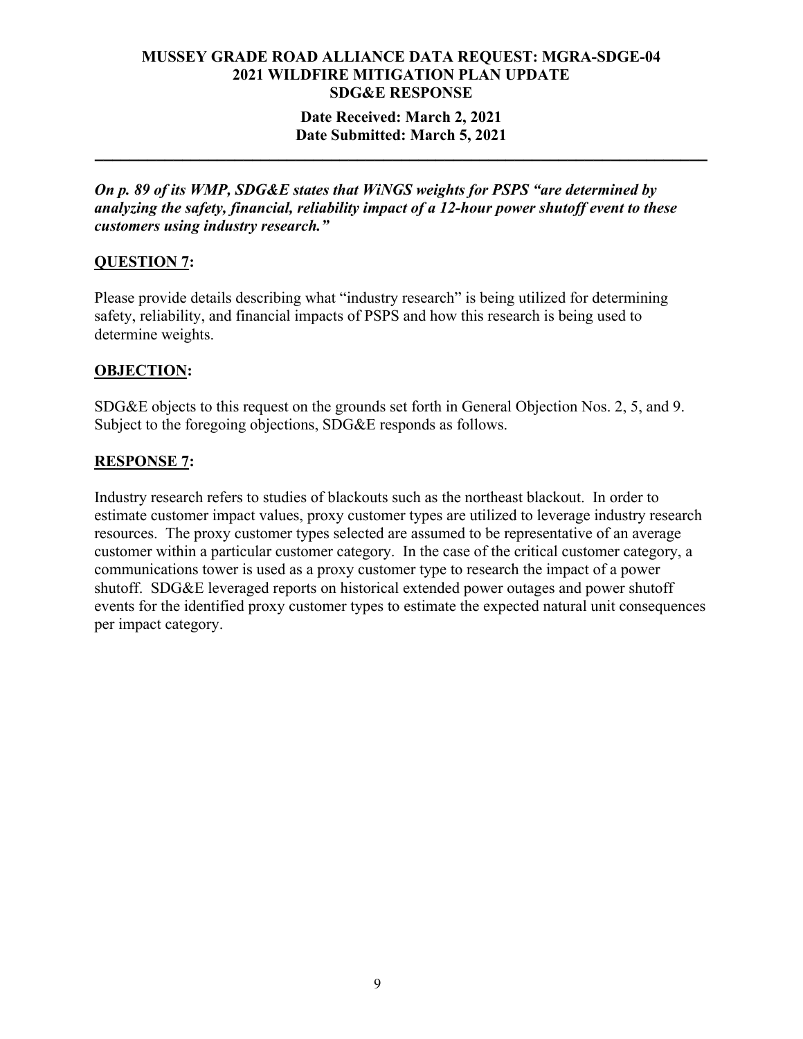**MUSSEY GRADE ROAD ALLIANCE DATA REQUEST: MGRA-SDGE-04**
**2021 WILDFIRE MITIGATION PLAN UPDATE**
**SDG&E RESPONSE**

**Date Received: March 2, 2021**
**Date Submitted: March 5, 2021**

---

***On p. 89 of its WMP, SDG&E states that WiNGS weights for PSPS "are determined by analyzing the safety, financial, reliability impact of a 12-hour power shutoff event to these customers using industry research."***

## QUESTION 7:

Please provide details describing what "industry research" is being utilized for determining safety, reliability, and financial impacts of PSPS and how this research is being used to determine weights.

## OBJECTION:

SDG&E objects to this request on the grounds set forth in General Objection Nos. 2, 5, and 9. Subject to the foregoing objections, SDG&E responds as follows.

## RESPONSE 7:

Industry research refers to studies of blackouts such as the northeast blackout. In order to estimate customer impact values, proxy customer types are utilized to leverage industry research resources. The proxy customer types selected are assumed to be representative of an average customer within a particular customer category. In the case of the critical customer category, a communications tower is used as a proxy customer type to research the impact of a power shutoff. SDG&E leveraged reports on historical extended power outages and power shutoff events for the identified proxy customer types to estimate the expected natural unit consequences per impact category.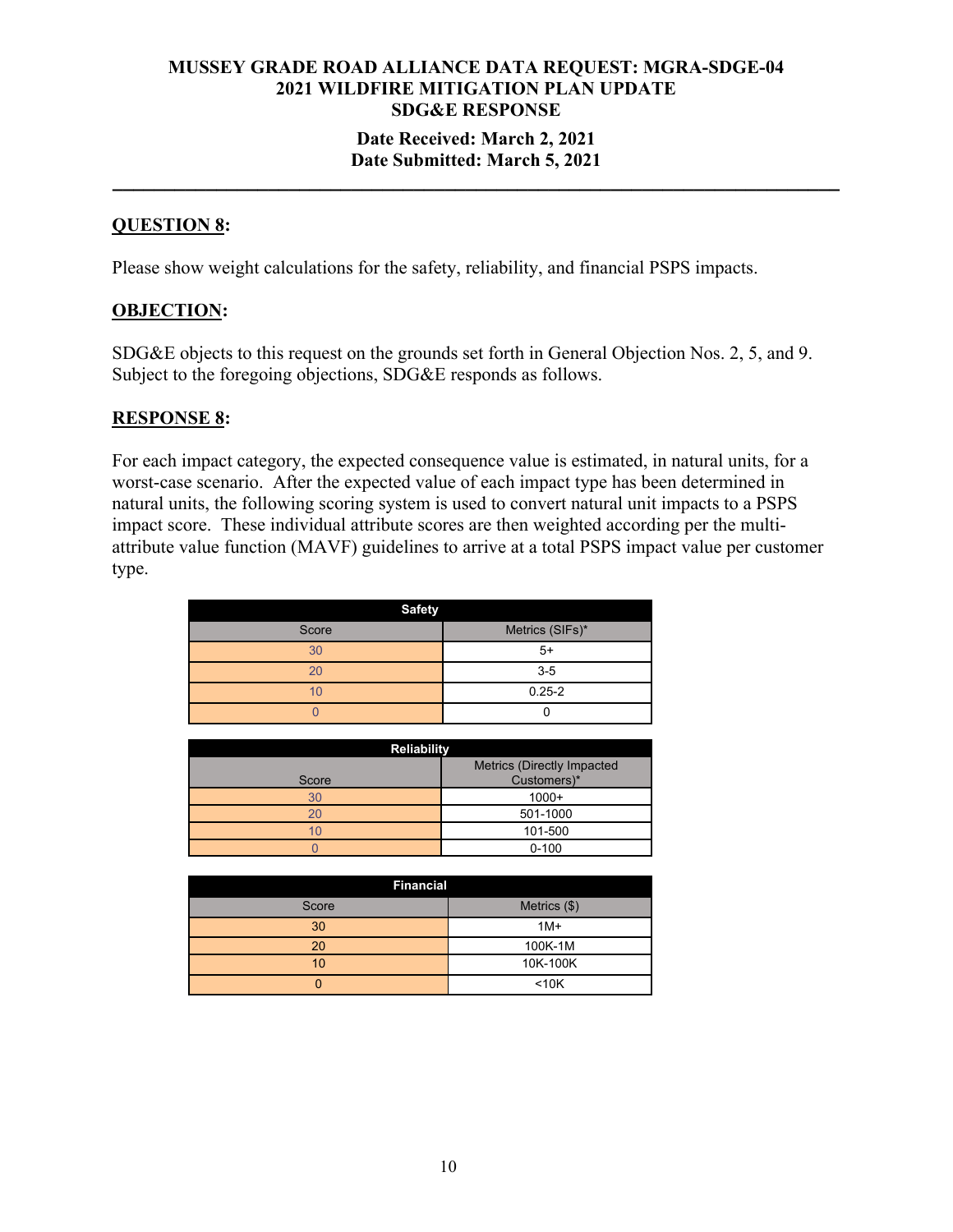**MUSSEY GRADE ROAD ALLIANCE DATA REQUEST: MGRA-SDGE-04**
**2021 WILDFIRE MITIGATION PLAN UPDATE**
**SDG&E RESPONSE**

**Date Received: March 2, 2021**
**Date Submitted: March 5, 2021**

---

**QUESTION 8:**

Please show weight calculations for the safety, reliability, and financial PSPS impacts.

**OBJECTION:**

SDG&E objects to this request on the grounds set forth in General Objection Nos. 2, 5, and 9. Subject to the foregoing objections, SDG&E responds as follows.

**RESPONSE 8:**

For each impact category, the expected consequence value is estimated, in natural units, for a worst-case scenario. After the expected value of each impact type has been determined in natural units, the following scoring system is used to convert natural unit impacts to a PSPS impact score. These individual attribute scores are then weighted according per the multi-attribute value function (MAVF) guidelines to arrive at a total PSPS impact value per customer type.

| Safety | |
|---|---|
| Score | Metrics (SIFs)* |
| 30 | 5+ |
| 20 | 3-5 |
| 10 | 0.25-2 |
| 0 | 0 |

| Reliability | |
|---|---|
| Score | Metrics (Directly Impacted Customers)* |
| 30 | 1000+ |
| 20 | 501-1000 |
| 10 | 101-500 |
| 0 | 0-100 |

| Financial | |
|---|---|
| Score | Metrics ($) |
| 30 | 1M+ |
| 20 | 100K-1M |
| 10 | 10K-100K |
| 0 | <10K |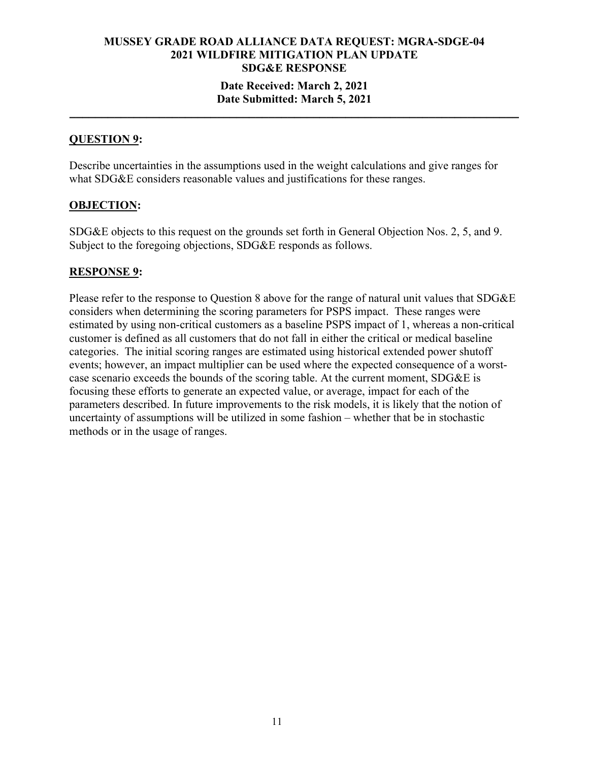**MUSSEY GRADE ROAD ALLIANCE DATA REQUEST: MGRA-SDGE-04**
**2021 WILDFIRE MITIGATION PLAN UPDATE**
**SDG&E RESPONSE**

**Date Received: March 2, 2021**
**Date Submitted: March 5, 2021**

---

## QUESTION 9:

Describe uncertainties in the assumptions used in the weight calculations and give ranges for what SDG&E considers reasonable values and justifications for these ranges.

## OBJECTION:

SDG&E objects to this request on the grounds set forth in General Objection Nos. 2, 5, and 9. Subject to the foregoing objections, SDG&E responds as follows.

## RESPONSE 9:

Please refer to the response to Question 8 above for the range of natural unit values that SDG&E considers when determining the scoring parameters for PSPS impact. These ranges were estimated by using non-critical customers as a baseline PSPS impact of 1, whereas a non-critical customer is defined as all customers that do not fall in either the critical or medical baseline categories. The initial scoring ranges are estimated using historical extended power shutoff events; however, an impact multiplier can be used where the expected consequence of a worst-case scenario exceeds the bounds of the scoring table. At the current moment, SDG&E is focusing these efforts to generate an expected value, or average, impact for each of the parameters described. In future improvements to the risk models, it is likely that the notion of uncertainty of assumptions will be utilized in some fashion – whether that be in stochastic methods or in the usage of ranges.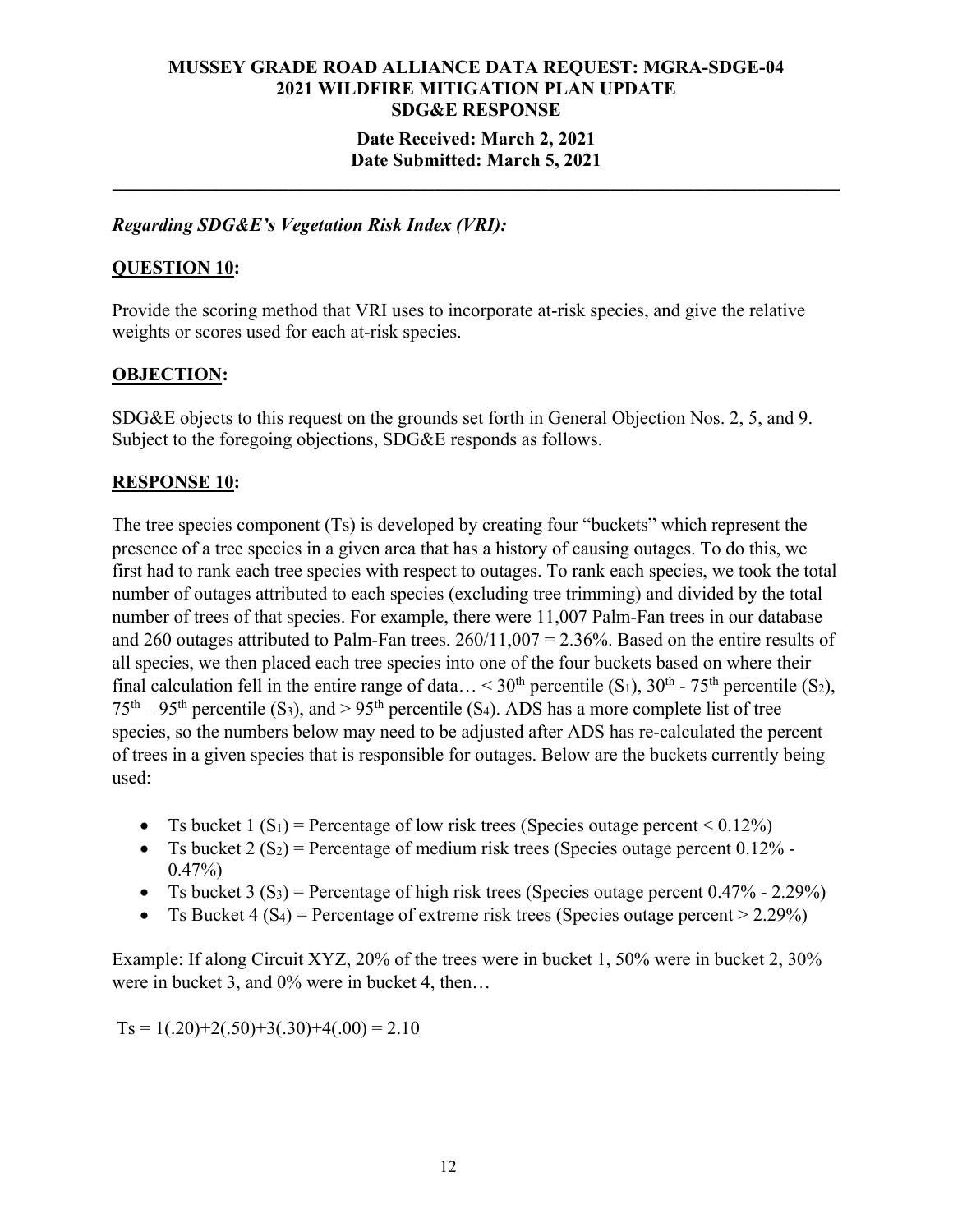**MUSSEY GRADE ROAD ALLIANCE DATA REQUEST: MGRA-SDGE-04**
**2021 WILDFIRE MITIGATION PLAN UPDATE**
**SDG&E RESPONSE**

**Date Received: March 2, 2021**
**Date Submitted: March 5, 2021**

---

***Regarding SDG&E's Vegetation Risk Index (VRI):***

## QUESTION 10:

Provide the scoring method that VRI uses to incorporate at-risk species, and give the relative weights or scores used for each at-risk species.

## OBJECTION:

SDG&E objects to this request on the grounds set forth in General Objection Nos. 2, 5, and 9. Subject to the foregoing objections, SDG&E responds as follows.

## RESPONSE 10:

The tree species component (Ts) is developed by creating four "buckets" which represent the presence of a tree species in a given area that has a history of causing outages. To do this, we first had to rank each tree species with respect to outages. To rank each species, we took the total number of outages attributed to each species (excluding tree trimming) and divided by the total number of trees of that species. For example, there were 11,007 Palm-Fan trees in our database and 260 outages attributed to Palm-Fan trees. 260/11,007 = 2.36%. Based on the entire results of all species, we then placed each tree species into one of the four buckets based on where their final calculation fell in the entire range of data… < 30th percentile ($S_1$), 30th - 75th percentile ($S_2$), 75th – 95th percentile ($S_3$), and > 95th percentile ($S_4$). ADS has a more complete list of tree species, so the numbers below may need to be adjusted after ADS has re-calculated the percent of trees in a given species that is responsible for outages. Below are the buckets currently being used:

- Ts bucket 1 ($S_1$) = Percentage of low risk trees (Species outage percent < 0.12%)
- Ts bucket 2 ($S_2$) = Percentage of medium risk trees (Species outage percent 0.12% - 0.47%)
- Ts bucket 3 ($S_3$) = Percentage of high risk trees (Species outage percent 0.47% - 2.29%)
- Ts Bucket 4 ($S_4$) = Percentage of extreme risk trees (Species outage percent > 2.29%)

Example: If along Circuit XYZ, 20% of the trees were in bucket 1, 50% were in bucket 2, 30% were in bucket 3, and 0% were in bucket 4, then…

$$Ts = 1(.20)+2(.50)+3(.30)+4(.00) = 2.10$$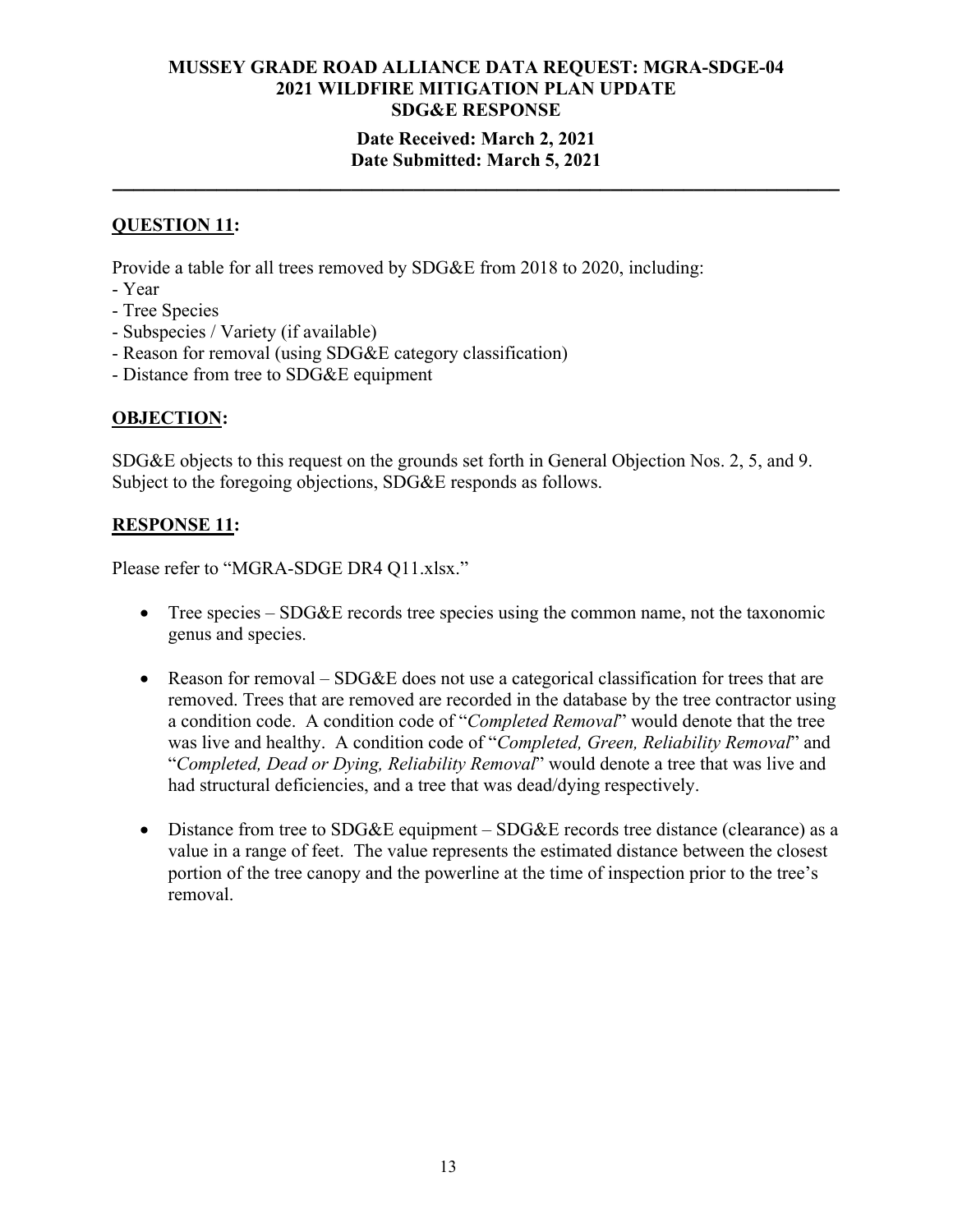**MUSSEY GRADE ROAD ALLIANCE DATA REQUEST: MGRA-SDGE-04**
**2021 WILDFIRE MITIGATION PLAN UPDATE**
**SDG&E RESPONSE**

**Date Received: March 2, 2021**
**Date Submitted: March 5, 2021**

---

## QUESTION 11:

Provide a table for all trees removed by SDG&E from 2018 to 2020, including:
- Year
- Tree Species
- Subspecies / Variety (if available)
- Reason for removal (using SDG&E category classification)
- Distance from tree to SDG&E equipment

## OBJECTION:

SDG&E objects to this request on the grounds set forth in General Objection Nos. 2, 5, and 9. Subject to the foregoing objections, SDG&E responds as follows.

## RESPONSE 11:

Please refer to "MGRA-SDGE DR4 Q11.xlsx."

- Tree species – SDG&E records tree species using the common name, not the taxonomic genus and species.
- Reason for removal – SDG&E does not use a categorical classification for trees that are removed. Trees that are removed are recorded in the database by the tree contractor using a condition code. A condition code of "*Completed Removal*" would denote that the tree was live and healthy. A condition code of "*Completed, Green, Reliability Removal*" and "*Completed, Dead or Dying, Reliability Removal*" would denote a tree that was live and had structural deficiencies, and a tree that was dead/dying respectively.
- Distance from tree to SDG&E equipment – SDG&E records tree distance (clearance) as a value in a range of feet. The value represents the estimated distance between the closest portion of the tree canopy and the powerline at the time of inspection prior to the tree's removal.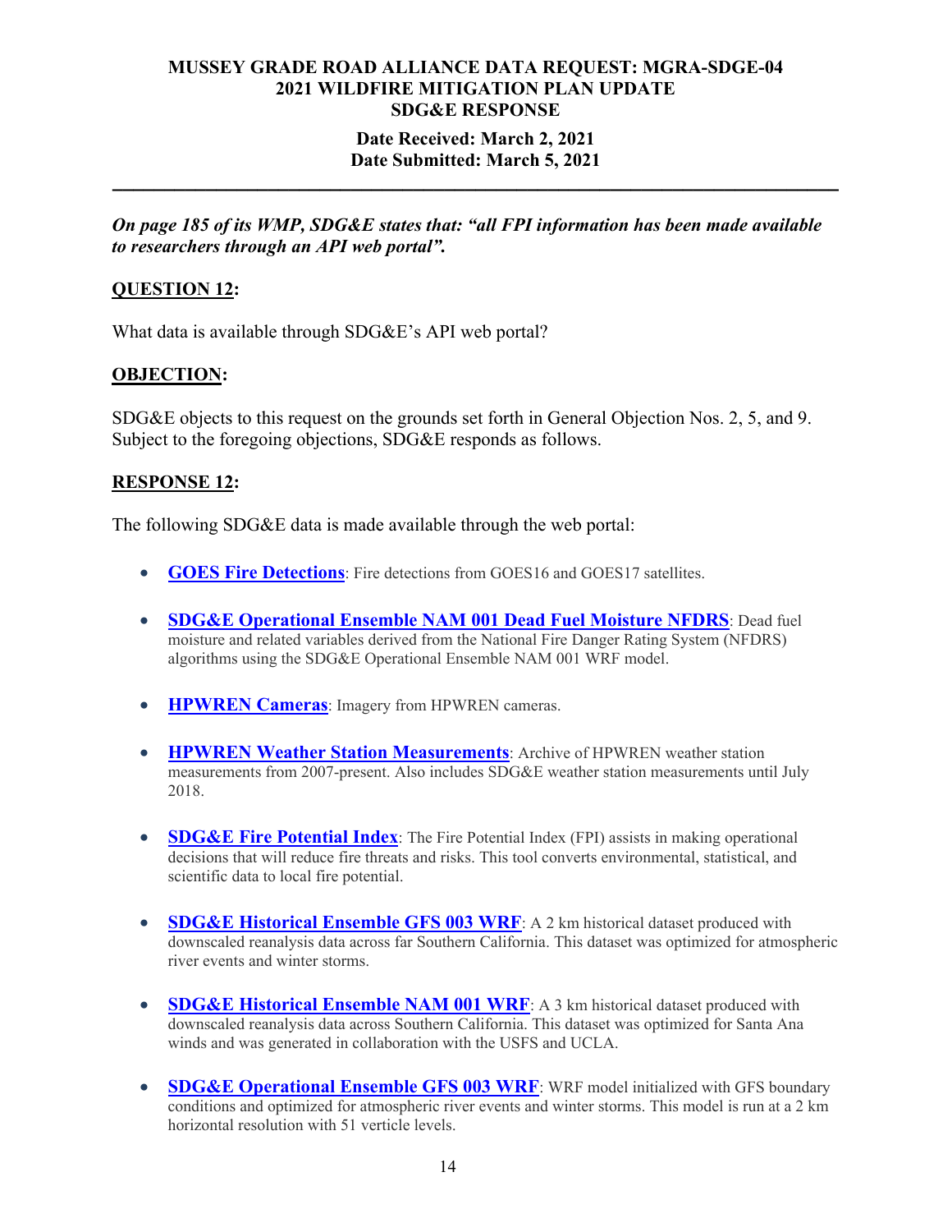**MUSSEY GRADE ROAD ALLIANCE DATA REQUEST: MGRA-SDGE-04**
**2021 WILDFIRE MITIGATION PLAN UPDATE**
**SDG&E RESPONSE**

**Date Received: March 2, 2021**
**Date Submitted: March 5, 2021**

---

***On page 185 of its WMP, SDG&E states that: "all FPI information has been made available to researchers through an API web portal".***

**QUESTION 12:**

What data is available through SDG&E's API web portal?

**OBJECTION:**

SDG&E objects to this request on the grounds set forth in General Objection Nos. 2, 5, and 9. Subject to the foregoing objections, SDG&E responds as follows.

**RESPONSE 12:**

The following SDG&E data is made available through the web portal:

- **GOES Fire Detections**: Fire detections from GOES16 and GOES17 satellites.
- **SDG&E Operational Ensemble NAM 001 Dead Fuel Moisture NFDRS**: Dead fuel moisture and related variables derived from the National Fire Danger Rating System (NFDRS) algorithms using the SDG&E Operational Ensemble NAM 001 WRF model.
- **HPWREN Cameras**: Imagery from HPWREN cameras.
- **HPWREN Weather Station Measurements**: Archive of HPWREN weather station measurements from 2007-present. Also includes SDG&E weather station measurements until July 2018.
- **SDG&E Fire Potential Index**: The Fire Potential Index (FPI) assists in making operational decisions that will reduce fire threats and risks. This tool converts environmental, statistical, and scientific data to local fire potential.
- **SDG&E Historical Ensemble GFS 003 WRF**: A 2 km historical dataset produced with downscaled reanalysis data across far Southern California. This dataset was optimized for atmospheric river events and winter storms.
- **SDG&E Historical Ensemble NAM 001 WRF**: A 3 km historical dataset produced with downscaled reanalysis data across Southern California. This dataset was optimized for Santa Ana winds and was generated in collaboration with the USFS and UCLA.
- **SDG&E Operational Ensemble GFS 003 WRF**: WRF model initialized with GFS boundary conditions and optimized for atmospheric river events and winter storms. This model is run at a 2 km horizontal resolution with 51 verticle levels.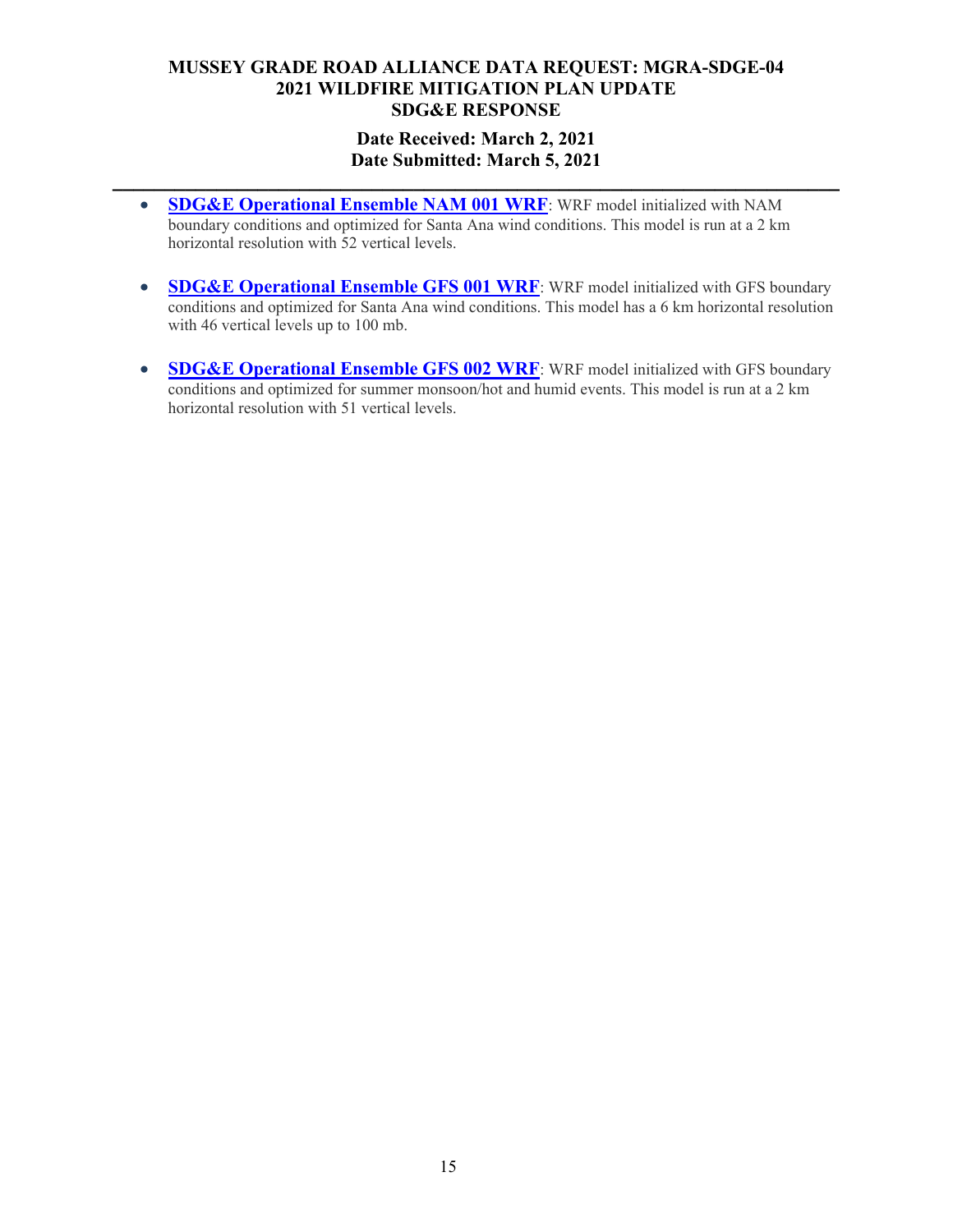- **SDG&E Operational Ensemble NAM 001 WRF**: WRF model initialized with NAM boundary conditions and optimized for Santa Ana wind conditions. This model is run at a 2 km horizontal resolution with 52 vertical levels.

- **SDG&E Operational Ensemble GFS 001 WRF**: WRF model initialized with GFS boundary conditions and optimized for Santa Ana wind conditions. This model has a 6 km horizontal resolution with 46 vertical levels up to 100 mb.

- **SDG&E Operational Ensemble GFS 002 WRF**: WRF model initialized with GFS boundary conditions and optimized for summer monsoon/hot and humid events. This model is run at a 2 km horizontal resolution with 51 vertical levels.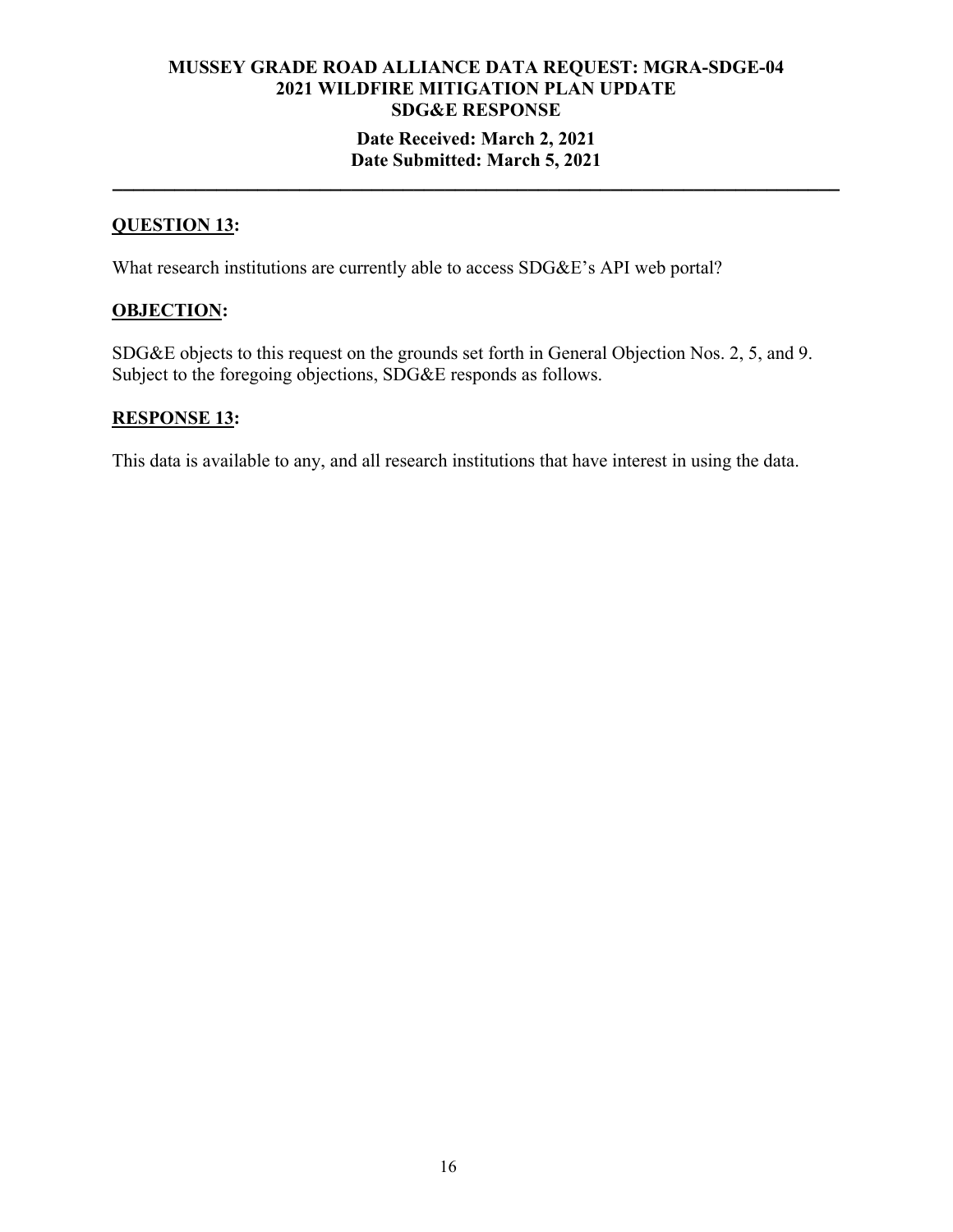**MUSSEY GRADE ROAD ALLIANCE DATA REQUEST: MGRA-SDGE-04**
**2021 WILDFIRE MITIGATION PLAN UPDATE**
**SDG&E RESPONSE**
**Date Received: March 2, 2021**
**Date Submitted: March 5, 2021**

---

**QUESTION 13:**

What research institutions are currently able to access SDG&E's API web portal?

**OBJECTION:**

SDG&E objects to this request on the grounds set forth in General Objection Nos. 2, 5, and 9. Subject to the foregoing objections, SDG&E responds as follows.

**RESPONSE 13:**

This data is available to any, and all research institutions that have interest in using the data.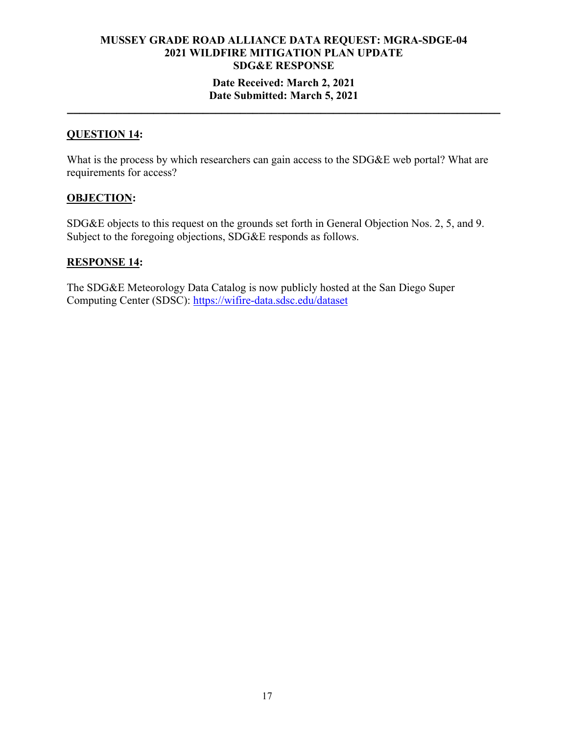**MUSSEY GRADE ROAD ALLIANCE DATA REQUEST: MGRA-SDGE-04**
**2021 WILDFIRE MITIGATION PLAN UPDATE**
**SDG&E RESPONSE**

**Date Received: March 2, 2021**
**Date Submitted: March 5, 2021**

---

## QUESTION 14:

What is the process by which researchers can gain access to the SDG&E web portal? What are requirements for access?

## OBJECTION:

SDG&E objects to this request on the grounds set forth in General Objection Nos. 2, 5, and 9. Subject to the foregoing objections, SDG&E responds as follows.

## RESPONSE 14:

The SDG&E Meteorology Data Catalog is now publicly hosted at the San Diego Super Computing Center (SDSC): [https://wifire-data.sdsc.edu/dataset](https://wifire-data.sdsc.edu/dataset)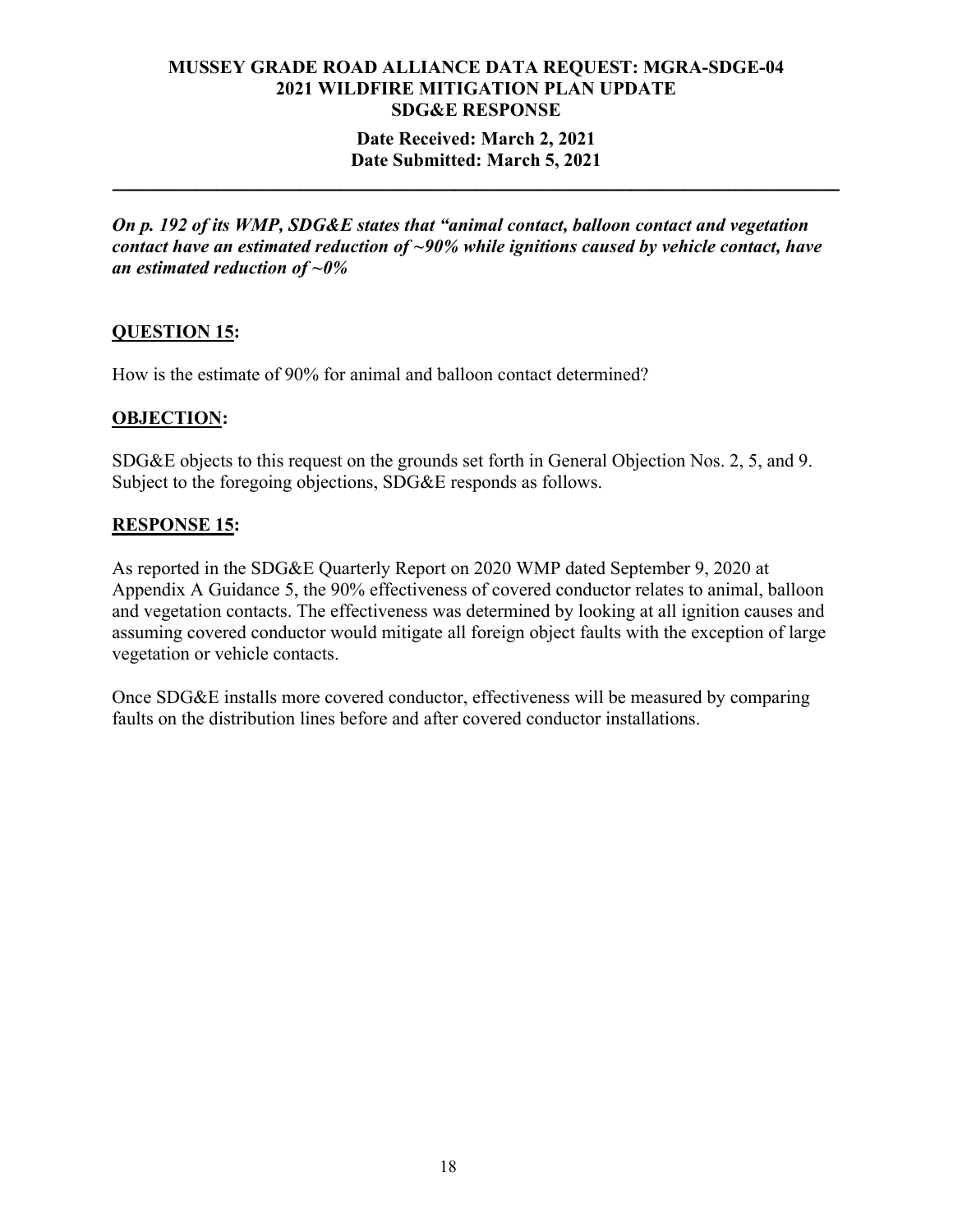**MUSSEY GRADE ROAD ALLIANCE DATA REQUEST: MGRA-SDGE-04**
**2021 WILDFIRE MITIGATION PLAN UPDATE**
**SDG&E RESPONSE**

**Date Received: March 2, 2021**
**Date Submitted: March 5, 2021**

---

***On p. 192 of its WMP, SDG&E states that "animal contact, balloon contact and vegetation contact have an estimated reduction of ~90% while ignitions caused by vehicle contact, have an estimated reduction of ~0%***

## QUESTION 15:

How is the estimate of 90% for animal and balloon contact determined?

## OBJECTION:

SDG&E objects to this request on the grounds set forth in General Objection Nos. 2, 5, and 9. Subject to the foregoing objections, SDG&E responds as follows.

## RESPONSE 15:

As reported in the SDG&E Quarterly Report on 2020 WMP dated September 9, 2020 at Appendix A Guidance 5, the 90% effectiveness of covered conductor relates to animal, balloon and vegetation contacts. The effectiveness was determined by looking at all ignition causes and assuming covered conductor would mitigate all foreign object faults with the exception of large vegetation or vehicle contacts.

Once SDG&E installs more covered conductor, effectiveness will be measured by comparing faults on the distribution lines before and after covered conductor installations.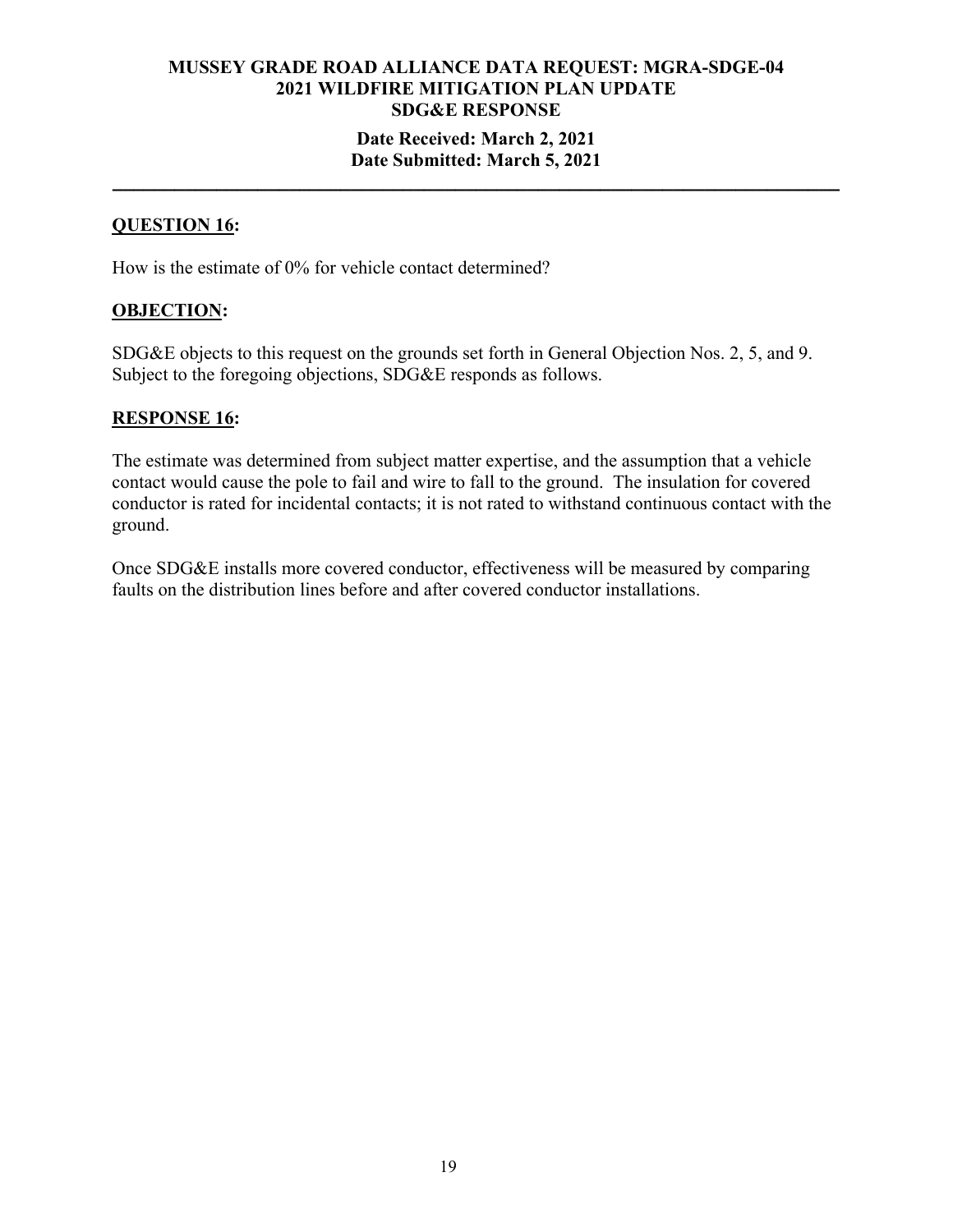**MUSSEY GRADE ROAD ALLIANCE DATA REQUEST: MGRA-SDGE-04**
**2021 WILDFIRE MITIGATION PLAN UPDATE**
**SDG&E RESPONSE**

**Date Received: March 2, 2021**
**Date Submitted: March 5, 2021**

---

**QUESTION 16:**

How is the estimate of 0% for vehicle contact determined?

**OBJECTION:**

SDG&E objects to this request on the grounds set forth in General Objection Nos. 2, 5, and 9. Subject to the foregoing objections, SDG&E responds as follows.

**RESPONSE 16:**

The estimate was determined from subject matter expertise, and the assumption that a vehicle contact would cause the pole to fail and wire to fall to the ground. The insulation for covered conductor is rated for incidental contacts; it is not rated to withstand continuous contact with the ground.

Once SDG&E installs more covered conductor, effectiveness will be measured by comparing faults on the distribution lines before and after covered conductor installations.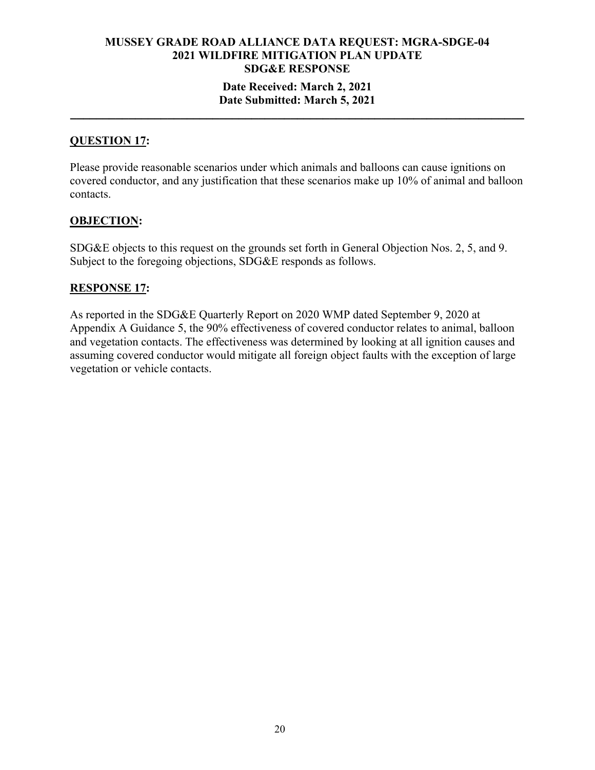**MUSSEY GRADE ROAD ALLIANCE DATA REQUEST: MGRA-SDGE-04**
**2021 WILDFIRE MITIGATION PLAN UPDATE**
**SDG&E RESPONSE**

**Date Received: March 2, 2021**
**Date Submitted: March 5, 2021**

---

## QUESTION 17:

Please provide reasonable scenarios under which animals and balloons can cause ignitions on covered conductor, and any justification that these scenarios make up 10% of animal and balloon contacts.

## OBJECTION:

SDG&E objects to this request on the grounds set forth in General Objection Nos. 2, 5, and 9. Subject to the foregoing objections, SDG&E responds as follows.

## RESPONSE 17:

As reported in the SDG&E Quarterly Report on 2020 WMP dated September 9, 2020 at Appendix A Guidance 5, the 90% effectiveness of covered conductor relates to animal, balloon and vegetation contacts. The effectiveness was determined by looking at all ignition causes and assuming covered conductor would mitigate all foreign object faults with the exception of large vegetation or vehicle contacts.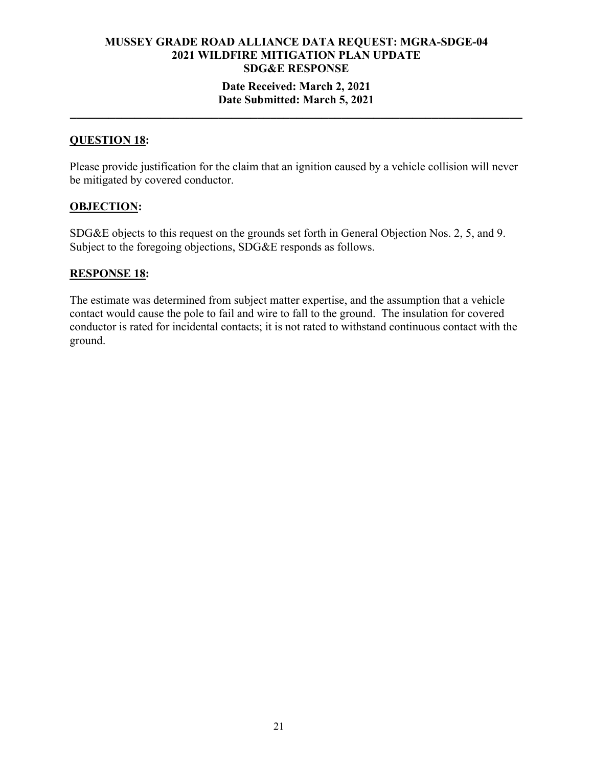**MUSSEY GRADE ROAD ALLIANCE DATA REQUEST: MGRA-SDGE-04**
**2021 WILDFIRE MITIGATION PLAN UPDATE**
**SDG&E RESPONSE**

**Date Received: March 2, 2021**
**Date Submitted: March 5, 2021**

---

## QUESTION 18:

Please provide justification for the claim that an ignition caused by a vehicle collision will never be mitigated by covered conductor.

## OBJECTION:

SDG&E objects to this request on the grounds set forth in General Objection Nos. 2, 5, and 9. Subject to the foregoing objections, SDG&E responds as follows.

## RESPONSE 18:

The estimate was determined from subject matter expertise, and the assumption that a vehicle contact would cause the pole to fail and wire to fall to the ground. The insulation for covered conductor is rated for incidental contacts; it is not rated to withstand continuous contact with the ground.